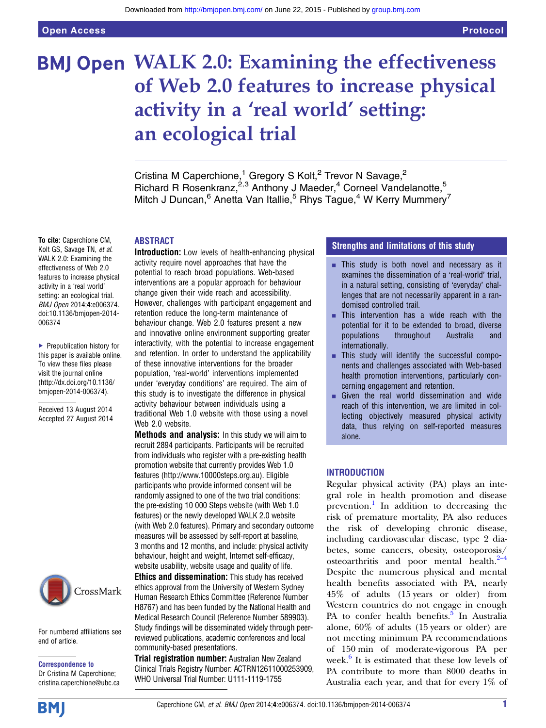# WALK 2.0: Examining the effectiveness of Web 2.0 features to increase physical activity in a 'real world' setting: an ecological trial

Cristina M Caperchione,[1] Gregory S Kolt,[2] Trevor N Savage,[2] Richard R Rosenkranz,[2,3] Anthony J Maeder,[4] Corneel Vandelanotte,[5] Mitch J Duncan,[6] Anetta Van Itallie,[5] Rhys Tague,[4] W Kerry Mummery[7]

**To cite:** Caperchione CM, Kolt GS, Savage TN, *et al*. WALK 2.0: Examining the effectiveness of Web 2.0 features to increase physical activity in a 'real world' setting: an ecological trial. *BMJ Open* 2014;**4**:e006374. doi:10.1136/bmjopen-2014-006374

▸ Prepublication history for this paper is available online. To view these files please visit the journal online (http://dx.doi.org/10.1136/bmjopen-2014-006374).

Received 13 August 2014
Accepted 27 August 2014

For numbered affiliations see end of article.

**Correspondence to**
Dr Cristina M Caperchione; cristina.caperchione@ubc.ca

## ABSTRACT

**Introduction:** Low levels of health-enhancing physical activity require novel approaches that have the potential to reach broad populations. Web-based interventions are a popular approach for behaviour change given their wide reach and accessibility. However, challenges with participant engagement and retention reduce the long-term maintenance of behaviour change. Web 2.0 features present a new and innovative online environment supporting greater interactivity, with the potential to increase engagement and retention. In order to understand the applicability of these innovative interventions for the broader population, 'real-world' interventions implemented under 'everyday conditions' are required. The aim of this study is to investigate the difference in physical activity behaviour between individuals using a traditional Web 1.0 website with those using a novel Web 2.0 website.

**Methods and analysis:** In this study we will aim to recruit 2894 participants. Participants will be recruited from individuals who register with a pre-existing health promotion website that currently provides Web 1.0 features (http://www.10000steps.org.au). Eligible participants who provide informed consent will be randomly assigned to one of the two trial conditions: the pre-existing 10 000 Steps website (with Web 1.0 features) or the newly developed WALK 2.0 website (with Web 2.0 features). Primary and secondary outcome measures will be assessed by self-report at baseline, 3 months and 12 months, and include: physical activity behaviour, height and weight, Internet self-efficacy, website usability, website usage and quality of life.

**Ethics and dissemination:** This study has received ethics approval from the University of Western Sydney Human Research Ethics Committee (Reference Number H8767) and has been funded by the National Health and Medical Research Council (Reference Number 589903). Study findings will be disseminated widely through peer-reviewed publications, academic conferences and local community-based presentations.

**Trial registration number:** Australian New Zealand Clinical Trials Registry Number: ACTRN12611000253909, WHO Universal Trial Number: U111-1119-1755

### Strengths and limitations of this study

- This study is both novel and necessary as it examines the dissemination of a 'real-world' trial, in a natural setting, consisting of 'everyday' challenges that are not necessarily apparent in a randomised controlled trail.
- This intervention has a wide reach with the potential for it to be extended to broad, diverse populations throughout Australia and internationally.
- This study will identify the successful components and challenges associated with Web-based health promotion interventions, particularly concerning engagement and retention.
- Given the real world dissemination and wide reach of this intervention, we are limited in collecting objectively measured physical activity data, thus relying on self-reported measures alone.

## INTRODUCTION

Regular physical activity (PA) plays an integral role in health promotion and disease prevention.[1] In addition to decreasing the risk of premature mortality, PA also reduces the risk of developing chronic disease, including cardiovascular disease, type 2 diabetes, some cancers, obesity, osteoporosis/osteoarthritis and poor mental health.[2–4] Despite the numerous physical and mental health benefits associated with PA, nearly 45% of adults (15 years or older) from Western countries do not engage in enough PA to confer health benefits.[5] In Australia alone, 60% of adults (15 years or older) are not meeting minimum PA recommendations of 150 min of moderate-vigorous PA per week.[6] It is estimated that these low levels of PA contribute to more than 8000 deaths in Australia each year, and that for every 1% of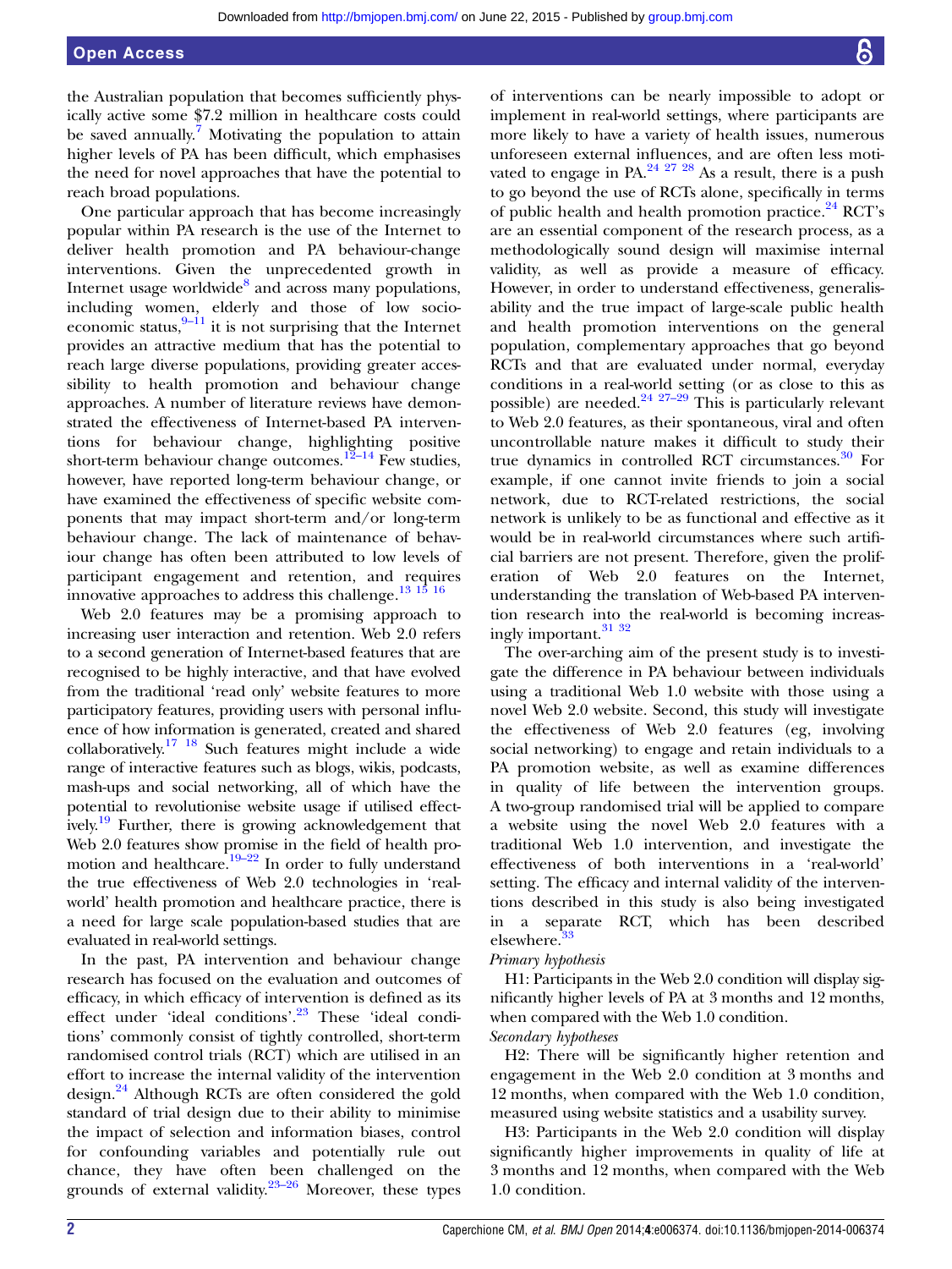the Australian population that becomes sufficiently physically active some $7.2 million in healthcare costs could be saved annually.[7] Motivating the population to attain higher levels of PA has been difficult, which emphasises the need for novel approaches that have the potential to reach broad populations.

One particular approach that has become increasingly popular within PA research is the use of the Internet to deliver health promotion and PA behaviour-change interventions. Given the unprecedented growth in Internet usage worldwide[8] and across many populations, including women, elderly and those of low socioeconomic status,[9–11] it is not surprising that the Internet provides an attractive medium that has the potential to reach large diverse populations, providing greater accessibility to health promotion and behaviour change approaches. A number of literature reviews have demonstrated the effectiveness of Internet-based PA interventions for behaviour change, highlighting positive short-term behaviour change outcomes.[12–14] Few studies, however, have reported long-term behaviour change, or have examined the effectiveness of specific website components that may impact short-term and/or long-term behaviour change. The lack of maintenance of behaviour change has often been attributed to low levels of participant engagement and retention, and requires innovative approaches to address this challenge.[13 15 16]

Web 2.0 features may be a promising approach to increasing user interaction and retention. Web 2.0 refers to a second generation of Internet-based features that are recognised to be highly interactive, and that have evolved from the traditional 'read only' website features to more participatory features, providing users with personal influence of how information is generated, created and shared collaboratively.[17 18] Such features might include a wide range of interactive features such as blogs, wikis, podcasts, mash-ups and social networking, all of which have the potential to revolutionise website usage if utilised effectively.[19] Further, there is growing acknowledgement that Web 2.0 features show promise in the field of health promotion and healthcare.[19–22] In order to fully understand the true effectiveness of Web 2.0 technologies in 'real-world' health promotion and healthcare practice, there is a need for large scale population-based studies that are evaluated in real-world settings.

In the past, PA intervention and behaviour change research has focused on the evaluation and outcomes of efficacy, in which efficacy of intervention is defined as its effect under 'ideal conditions'.[23] These 'ideal conditions' commonly consist of tightly controlled, short-term randomised control trials (RCT) which are utilised in an effort to increase the internal validity of the intervention design.[24] Although RCTs are often considered the gold standard of trial design due to their ability to minimise the impact of selection and information biases, control for confounding variables and potentially rule out chance, they have often been challenged on the grounds of external validity.[23–26] Moreover, these types of interventions can be nearly impossible to adopt or implement in real-world settings, where participants are more likely to have a variety of health issues, numerous unforeseen external influences, and are often less motivated to engage in PA.[24 27 28] As a result, there is a push to go beyond the use of RCTs alone, specifically in terms of public health and health promotion practice.[24] RCT's are an essential component of the research process, as a methodologically sound design will maximise internal validity, as well as provide a measure of efficacy. However, in order to understand effectiveness, generalisability and the true impact of large-scale public health and health promotion interventions on the general population, complementary approaches that go beyond RCTs and that are evaluated under normal, everyday conditions in a real-world setting (or as close to this as possible) are needed.[24 27–29] This is particularly relevant to Web 2.0 features, as their spontaneous, viral and often uncontrollable nature makes it difficult to study their true dynamics in controlled RCT circumstances.[30] For example, if one cannot invite friends to join a social network, due to RCT-related restrictions, the social network is unlikely to be as functional and effective as it would be in real-world circumstances where such artificial barriers are not present. Therefore, given the proliferation of Web 2.0 features on the Internet, understanding the translation of Web-based PA intervention research into the real-world is becoming increasingly important.[31 32]

The over-arching aim of the present study is to investigate the difference in PA behaviour between individuals using a traditional Web 1.0 website with those using a novel Web 2.0 website. Second, this study will investigate the effectiveness of Web 2.0 features (eg, involving social networking) to engage and retain individuals to a PA promotion website, as well as examine differences in quality of life between the intervention groups. A two-group randomised trial will be applied to compare a website using the novel Web 2.0 features with a traditional Web 1.0 intervention, and investigate the effectiveness of both interventions in a 'real-world' setting. The efficacy and internal validity of the interventions described in this study is also being investigated in a separate RCT, which has been described elsewhere.[33]

*Primary hypothesis*

H1: Participants in the Web 2.0 condition will display significantly higher levels of PA at 3 months and 12 months, when compared with the Web 1.0 condition.

*Secondary hypotheses*

H2: There will be significantly higher retention and engagement in the Web 2.0 condition at 3 months and 12 months, when compared with the Web 1.0 condition, measured using website statistics and a usability survey.

H3: Participants in the Web 2.0 condition will display significantly higher improvements in quality of life at 3 months and 12 months, when compared with the Web 1.0 condition.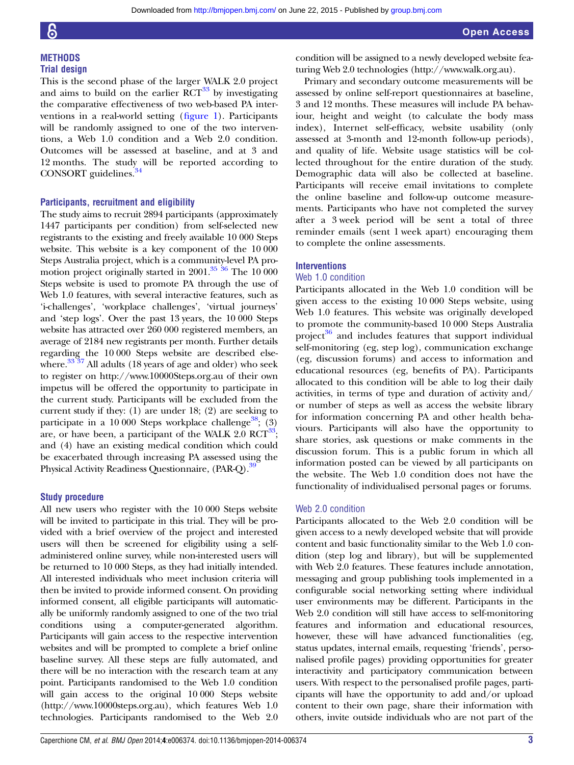## METHODS

### Trial design

This is the second phase of the larger WALK 2.0 project and aims to build on the earlier RCT[33] by investigating the comparative effectiveness of two web-based PA interventions in a real-world setting (figure 1). Participants will be randomly assigned to one of the two interventions, a Web 1.0 condition and a Web 2.0 condition. Outcomes will be assessed at baseline, and at 3 and 12 months. The study will be reported according to CONSORT guidelines.[34]

### Participants, recruitment and eligibility

The study aims to recruit 2894 participants (approximately 1447 participants per condition) from self-selected new registrants to the existing and freely available 10 000 Steps website. This website is a key component of the 10 000 Steps Australia project, which is a community-level PA promotion project originally started in 2001.[35 36] The 10 000 Steps website is used to promote PA through the use of Web 1.0 features, with several interactive features, such as 'i-challenges', 'workplace challenges', 'virtual journeys' and 'step logs'. Over the past 13 years, the 10 000 Steps website has attracted over 260 000 registered members, an average of 2184 new registrants per month. Further details regarding the 10 000 Steps website are described elsewhere.[33 37] All adults (18 years of age and older) who seek to register on http://www.10000Steps.org.au of their own impetus will be offered the opportunity to participate in the current study. Participants will be excluded from the current study if they: (1) are under 18; (2) are seeking to participate in a 10 000 Steps workplace challenge[38]; (3) are, or have been, a participant of the WALK 2.0 RCT[33]; and (4) have an existing medical condition which could be exacerbated through increasing PA assessed using the Physical Activity Readiness Questionnaire, (PAR-Q).[39]

### Study procedure

All new users who register with the 10 000 Steps website will be invited to participate in this trial. They will be provided with a brief overview of the project and interested users will then be screened for eligibility using a self-administered online survey, while non-interested users will be returned to 10 000 Steps, as they had initially intended. All interested individuals who meet inclusion criteria will then be invited to provide informed consent. On providing informed consent, all eligible participants will automatically be uniformly randomly assigned to one of the two trial conditions using a computer-generated algorithm. Participants will gain access to the respective intervention websites and will be prompted to complete a brief online baseline survey. All these steps are fully automated, and there will be no interaction with the research team at any point. Participants randomised to the Web 1.0 condition will gain access to the original 10 000 Steps website (http://www.10000steps.org.au), which features Web 1.0 technologies. Participants randomised to the Web 2.0 condition will be assigned to a newly developed website featuring Web 2.0 technologies (http://www.walk.org.au).

Primary and secondary outcome measurements will be assessed by online self-report questionnaires at baseline, 3 and 12 months. These measures will include PA behaviour, height and weight (to calculate the body mass index), Internet self-efficacy, website usability (only assessed at 3-month and 12-month follow-up periods), and quality of life. Website usage statistics will be collected throughout for the entire duration of the study. Demographic data will also be collected at baseline. Participants will receive email invitations to complete the online baseline and follow-up outcome measurements. Participants who have not completed the survey after a 3 week period will be sent a total of three reminder emails (sent 1 week apart) encouraging them to complete the online assessments.

### Interventions

#### Web 1.0 condition

Participants allocated in the Web 1.0 condition will be given access to the existing 10 000 Steps website, using Web 1.0 features. This website was originally developed to promote the community-based 10 000 Steps Australia project[36] and includes features that support individual self-monitoring (eg, step log), communication exchange (eg, discussion forums) and access to information and educational resources (eg, benefits of PA). Participants allocated to this condition will be able to log their daily activities, in terms of type and duration of activity and/or number of steps as well as access the website library for information concerning PA and other health behaviours. Participants will also have the opportunity to share stories, ask questions or make comments in the discussion forum. This is a public forum in which all information posted can be viewed by all participants on the website. The Web 1.0 condition does not have the functionality of individualised personal pages or forums.

#### Web 2.0 condition

Participants allocated to the Web 2.0 condition will be given access to a newly developed website that will provide content and basic functionality similar to the Web 1.0 condition (step log and library), but will be supplemented with Web 2.0 features. These features include annotation, messaging and group publishing tools implemented in a configurable social networking setting where individual user environments may be different. Participants in the Web 2.0 condition will still have access to self-monitoring features and information and educational resources, however, these will have advanced functionalities (eg, status updates, internal emails, requesting 'friends', personalised profile pages) providing opportunities for greater interactivity and participatory communication between users. With respect to the personalised profile pages, participants will have the opportunity to add and/or upload content to their own page, share their information with others, invite outside individuals who are not part of the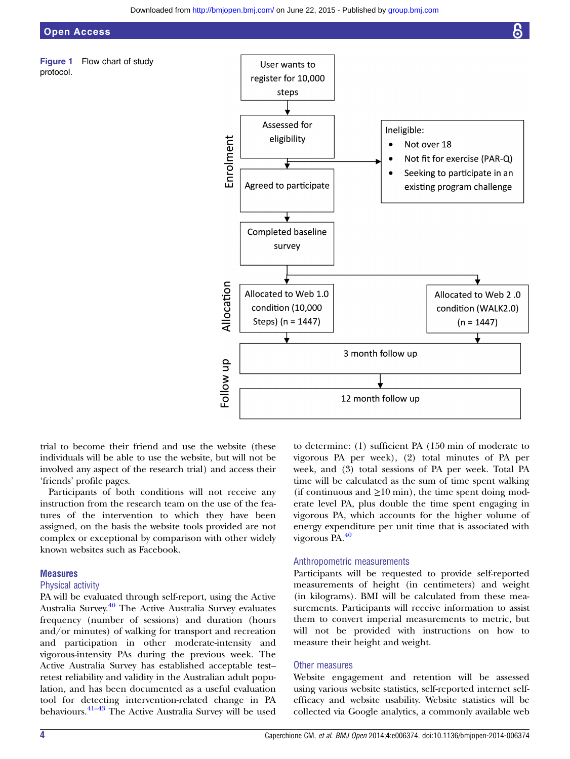Figure 1 Flow chart of study protocol.

trial to become their friend and use the website (these individuals will be able to use the website, but will not be involved any aspect of the research trial) and access their 'friends' profile pages.

Participants of both conditions will not receive any instruction from the research team on the use of the features of the intervention to which they have been assigned, on the basis the website tools provided are not complex or exceptional by comparison with other widely known websites such as Facebook.

## Measures

### Physical activity

PA will be evaluated through self-report, using the Active Australia Survey.[40] The Active Australia Survey evaluates frequency (number of sessions) and duration (hours and/or minutes) of walking for transport and recreation and participation in other moderate-intensity and vigorous-intensity PAs during the previous week. The Active Australia Survey has established acceptable test–retest reliability and validity in the Australian adult population, and has been documented as a useful evaluation tool for detecting intervention-related change in PA behaviours.[41–43] The Active Australia Survey will be used to determine: (1) sufficient PA (150 min of moderate to vigorous PA per week), (2) total minutes of PA per week, and (3) total sessions of PA per week. Total PA time will be calculated as the sum of time spent walking (if continuous and ≥10 min), the time spent doing moderate level PA, plus double the time spent engaging in vigorous PA, which accounts for the higher volume of energy expenditure per unit time that is associated with vigorous PA.[40]

### Anthropometric measurements

Participants will be requested to provide self-reported measurements of height (in centimeters) and weight (in kilograms). BMI will be calculated from these measurements. Participants will receive information to assist them to convert imperial measurements to metric, but will not be provided with instructions on how to measure their height and weight.

### Other measures

Website engagement and retention will be assessed using various website statistics, self-reported internet self-efficacy and website usability. Website statistics will be collected via Google analytics, a commonly available web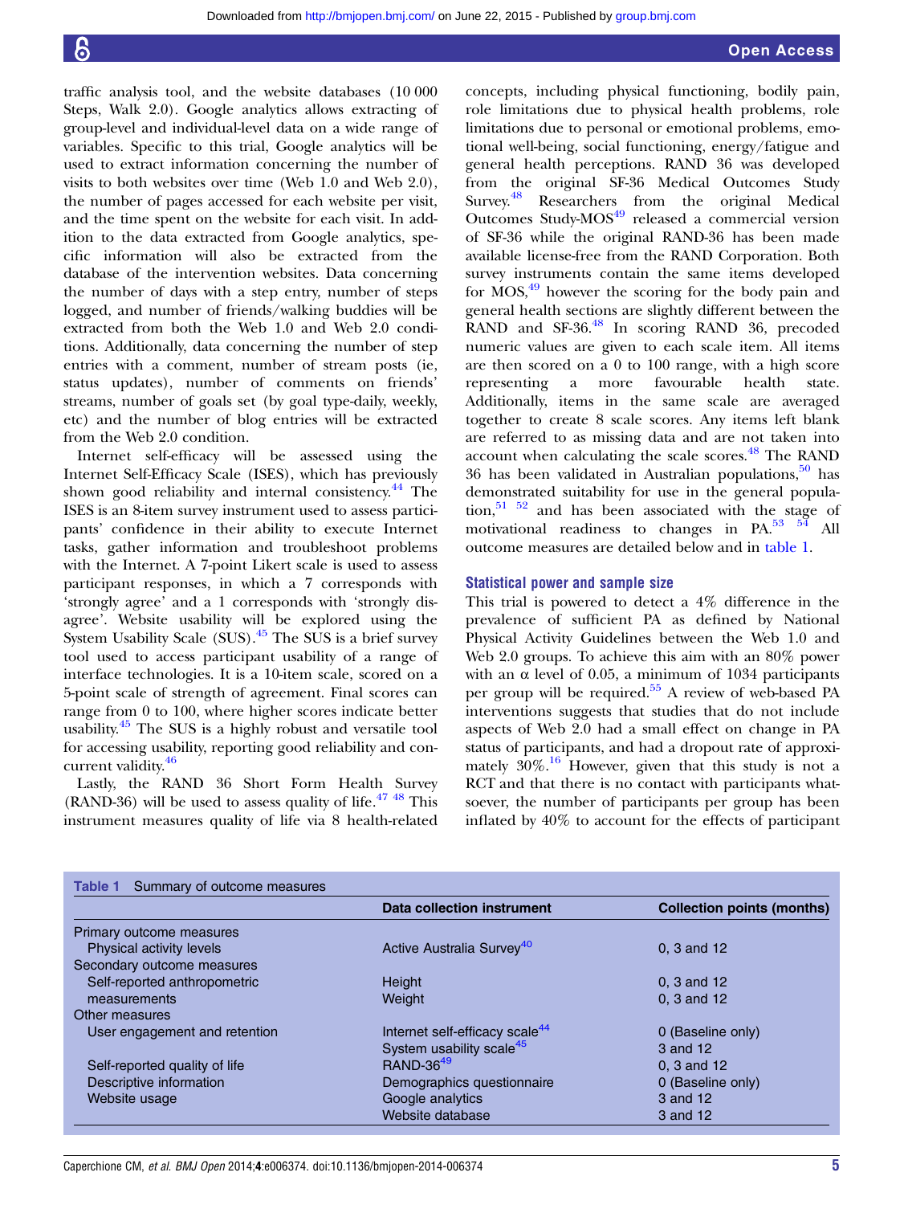traffic analysis tool, and the website databases (10 000 Steps, Walk 2.0). Google analytics allows extracting of group-level and individual-level data on a wide range of variables. Specific to this trial, Google analytics will be used to extract information concerning the number of visits to both websites over time (Web 1.0 and Web 2.0), the number of pages accessed for each website per visit, and the time spent on the website for each visit. In addition to the data extracted from Google analytics, specific information will also be extracted from the database of the intervention websites. Data concerning the number of days with a step entry, number of steps logged, and number of friends/walking buddies will be extracted from both the Web 1.0 and Web 2.0 conditions. Additionally, data concerning the number of step entries with a comment, number of stream posts (ie, status updates), number of comments on friends' streams, number of goals set (by goal type-daily, weekly, etc) and the number of blog entries will be extracted from the Web 2.0 condition.

Internet self-efficacy will be assessed using the Internet Self-Efficacy Scale (ISES), which has previously shown good reliability and internal consistency.[44] The ISES is an 8-item survey instrument used to assess participants' confidence in their ability to execute Internet tasks, gather information and troubleshoot problems with the Internet. A 7-point Likert scale is used to assess participant responses, in which a 7 corresponds with 'strongly agree' and a 1 corresponds with 'strongly disagree'. Website usability will be explored using the System Usability Scale (SUS).[45] The SUS is a brief survey tool used to access participant usability of a range of interface technologies. It is a 10-item scale, scored on a 5-point scale of strength of agreement. Final scores can range from 0 to 100, where higher scores indicate better usability.[45] The SUS is a highly robust and versatile tool for accessing usability, reporting good reliability and concurrent validity.[46]

Lastly, the RAND 36 Short Form Health Survey (RAND-36) will be used to assess quality of life.[47 48] This instrument measures quality of life via 8 health-related concepts, including physical functioning, bodily pain, role limitations due to physical health problems, role limitations due to personal or emotional problems, emotional well-being, social functioning, energy/fatigue and general health perceptions. RAND 36 was developed from the original SF-36 Medical Outcomes Study Survey.[48] Researchers from the original Medical Outcomes Study-MOS[49] released a commercial version of SF-36 while the original RAND-36 has been made available license-free from the RAND Corporation. Both survey instruments contain the same items developed for MOS,[49] however the scoring for the body pain and general health sections are slightly different between the RAND and SF-36.[48] In scoring RAND 36, precoded numeric values are given to each scale item. All items are then scored on a 0 to 100 range, with a high score representing a more favourable health state. Additionally, items in the same scale are averaged together to create 8 scale scores. Any items left blank are referred to as missing data and are not taken into account when calculating the scale scores.[48] The RAND 36 has been validated in Australian populations,[50] has demonstrated suitability for use in the general population,[51 52] and has been associated with the stage of motivational readiness to changes in PA.[53 54] All outcome measures are detailed below and in table 1.

### Statistical power and sample size

This trial is powered to detect a 4% difference in the prevalence of sufficient PA as defined by National Physical Activity Guidelines between the Web 1.0 and Web 2.0 groups. To achieve this aim with an 80% power with an α level of 0.05, a minimum of 1034 participants per group will be required.[55] A review of web-based PA interventions suggests that studies that do not include aspects of Web 2.0 had a small effect on change in PA status of participants, and had a dropout rate of approximately 30%.[16] However, given that this study is not a RCT and that there is no contact with participants whatsoever, the number of participants per group has been inflated by 40% to account for the effects of participant

**Table 1** Summary of outcome measures

| | Data collection instrument | Collection points (months) |
|---|---|---|
| Primary outcome measures | | |
| Physical activity levels | Active Australia Survey[40] | 0, 3 and 12 |
| Secondary outcome measures | | |
| Self-reported anthropometric measurements | Height | 0, 3 and 12 |
| | Weight | 0, 3 and 12 |
| Other measures | | |
| User engagement and retention | Internet self-efficacy scale[44] | 0 (Baseline only) |
| | System usability scale[45] | 3 and 12 |
| Self-reported quality of life | RAND-36[49] | 0, 3 and 12 |
| Descriptive information | Demographics questionnaire | 0 (Baseline only) |
| Website usage | Google analytics | 3 and 12 |
| | Website database | 3 and 12 |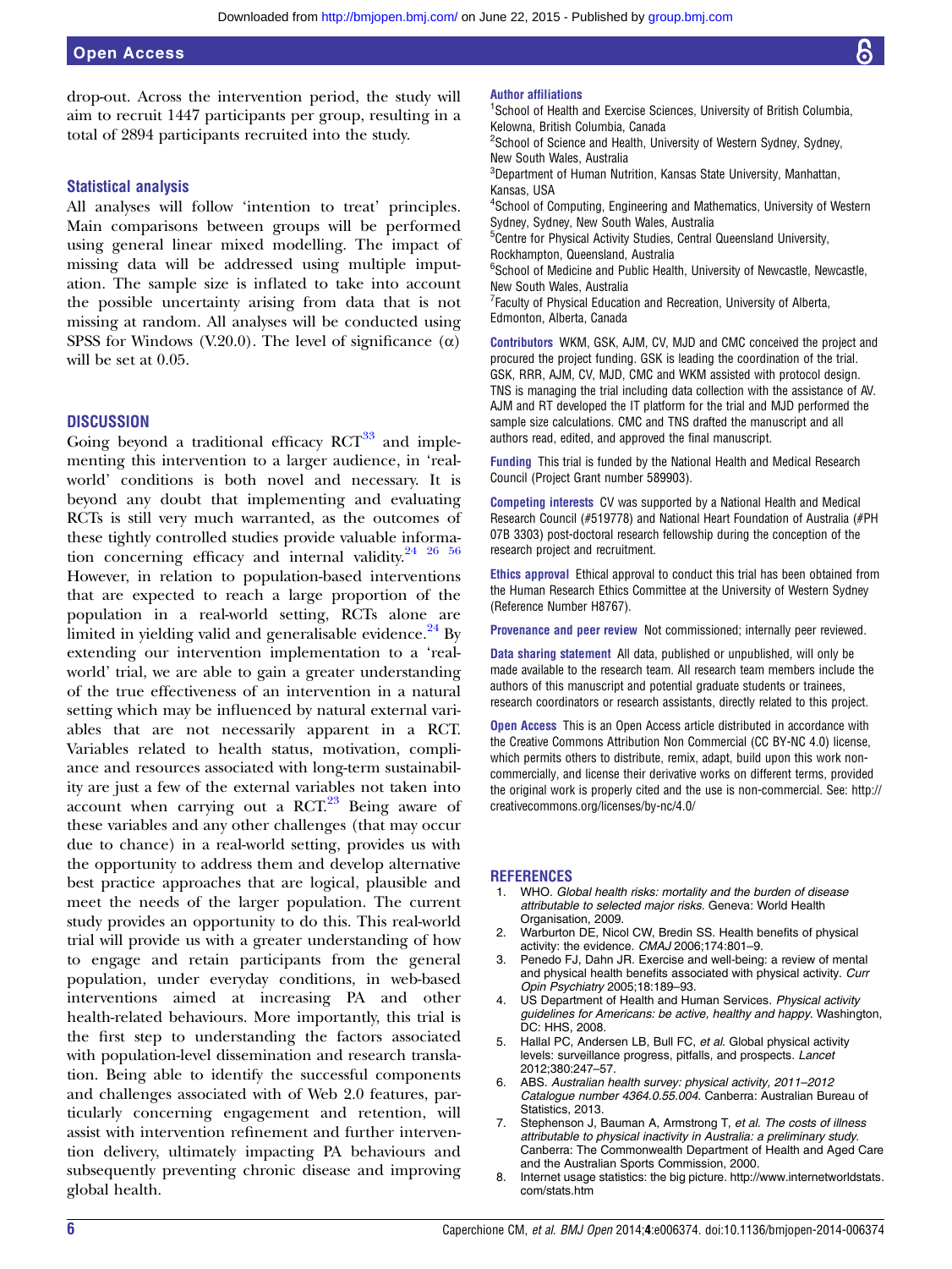drop-out. Across the intervention period, the study will aim to recruit 1447 participants per group, resulting in a total of 2894 participants recruited into the study.

### Statistical analysis

All analyses will follow 'intention to treat' principles. Main comparisons between groups will be performed using general linear mixed modelling. The impact of missing data will be addressed using multiple imputation. The sample size is inflated to take into account the possible uncertainty arising from data that is not missing at random. All analyses will be conducted using SPSS for Windows (V.20.0). The level of significance (α) will be set at 0.05.

## DISCUSSION

Going beyond a traditional efficacy RCT[33] and implementing this intervention to a larger audience, in 'real-world' conditions is both novel and necessary. It is beyond any doubt that implementing and evaluating RCTs is still very much warranted, as the outcomes of these tightly controlled studies provide valuable information concerning efficacy and internal validity.[24 26 56] However, in relation to population-based interventions that are expected to reach a large proportion of the population in a real-world setting, RCTs alone are limited in yielding valid and generalisable evidence.[24] By extending our intervention implementation to a 'real-world' trial, we are able to gain a greater understanding of the true effectiveness of an intervention in a natural setting which may be influenced by natural external variables that are not necessarily apparent in a RCT. Variables related to health status, motivation, compliance and resources associated with long-term sustainability are just a few of the external variables not taken into account when carrying out a RCT.[23] Being aware of these variables and any other challenges (that may occur due to chance) in a real-world setting, provides us with the opportunity to address them and develop alternative best practice approaches that are logical, plausible and meet the needs of the larger population. The current study provides an opportunity to do this. This real-world trial will provide us with a greater understanding of how to engage and retain participants from the general population, under everyday conditions, in web-based interventions aimed at increasing PA and other health-related behaviours. More importantly, this trial is the first step to understanding the factors associated with population-level dissemination and research translation. Being able to identify the successful components and challenges associated with Web 2.0 features, particularly concerning engagement and retention, will assist with intervention refinement and further intervention delivery, ultimately impacting PA behaviours and subsequently preventing chronic disease and improving global health.

**Author affiliations**
[1]School of Health and Exercise Sciences, University of British Columbia, Kelowna, British Columbia, Canada
[2]School of Science and Health, University of Western Sydney, Sydney, New South Wales, Australia
[3]Department of Human Nutrition, Kansas State University, Manhattan, Kansas, USA
[4]School of Computing, Engineering and Mathematics, University of Western Sydney, Sydney, New South Wales, Australia
[5]Centre for Physical Activity Studies, Central Queensland University, Rockhampton, Queensland, Australia
[6]School of Medicine and Public Health, University of Newcastle, Newcastle, New South Wales, Australia
[7]Faculty of Physical Education and Recreation, University of Alberta, Edmonton, Alberta, Canada

**Contributors** WKM, GSK, AJM, CV, MJD and CMC conceived the project and procured the project funding. GSK is leading the coordination of the trial. GSK, RRR, AJM, CV, MJD, CMC and WKM assisted with protocol design. TNS is managing the trial including data collection with the assistance of AV. AJM and RT developed the IT platform for the trial and MJD performed the sample size calculations. CMC and TNS drafted the manuscript and all authors read, edited, and approved the final manuscript.

**Funding** This trial is funded by the National Health and Medical Research Council (Project Grant number 589903).

**Competing interests** CV was supported by a National Health and Medical Research Council (#519778) and National Heart Foundation of Australia (#PH 07B 3303) post-doctoral research fellowship during the conception of the research project and recruitment.

**Ethics approval** Ethical approval to conduct this trial has been obtained from the Human Research Ethics Committee at the University of Western Sydney (Reference Number H8767).

**Provenance and peer review** Not commissioned; internally peer reviewed.

**Data sharing statement** All data, published or unpublished, will only be made available to the research team. All research team members include the authors of this manuscript and potential graduate students or trainees, research coordinators or research assistants, directly related to this project.

**Open Access** This is an Open Access article distributed in accordance with the Creative Commons Attribution Non Commercial (CC BY-NC 4.0) license, which permits others to distribute, remix, adapt, build upon this work non-commercially, and license their derivative works on different terms, provided the original work is properly cited and the use is non-commercial. See: http://creativecommons.org/licenses/by-nc/4.0/

## REFERENCES

1. WHO. *Global health risks: mortality and the burden of disease attributable to selected major risks*. Geneva: World Health Organisation, 2009.
2. Warburton DE, Nicol CW, Bredin SS. Health benefits of physical activity: the evidence. *CMAJ* 2006;174:801–9.
3. Penedo FJ, Dahn JR. Exercise and well-being: a review of mental and physical health benefits associated with physical activity. *Curr Opin Psychiatry* 2005;18:189–93.
4. US Department of Health and Human Services. *Physical activity guidelines for Americans: be active, healthy and happy*. Washington, DC: HHS, 2008.
5. Hallal PC, Andersen LB, Bull FC, *et al*. Global physical activity levels: surveillance progress, pitfalls, and prospects. *Lancet* 2012;380:247–57.
6. ABS. *Australian health survey: physical activity, 2011–2012 Catalogue number 4364.0.55.004*. Canberra: Australian Bureau of Statistics, 2013.
7. Stephenson J, Bauman A, Armstrong T, *et al*. *The costs of illness attributable to physical inactivity in Australia: a preliminary study*. Canberra: The Commonwealth Department of Health and Aged Care and the Australian Sports Commission, 2000.
8. Internet usage statistics: the big picture. http://www.internetworldstats.com/stats.htm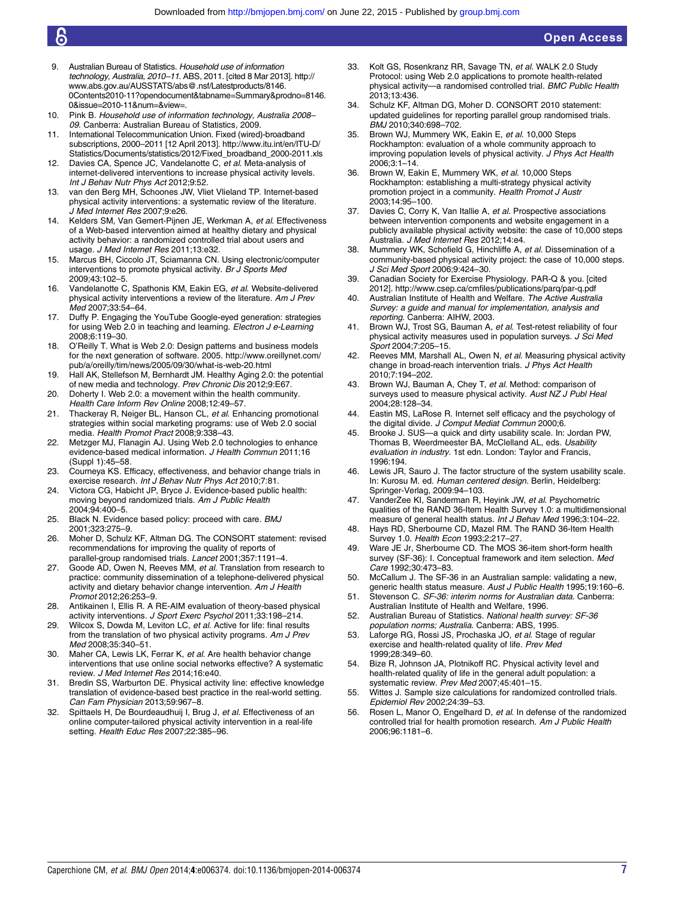9. Australian Bureau of Statistics. *Household use of information technology, Australia, 2010–11*. ABS, 2011. [cited 8 Mar 2013]. http://www.abs.gov.au/AUSSTATS/abs@.nsf/Latestproducts/8146.0Contents2010-11?opendocument&tabname=Summary&prodno=8146.0&issue=2010-11&num=&view=.
10. Pink B. *Household use of information technology, Australia 2008–09*. Canberra: Australian Bureau of Statistics, 2009.
11. International Telecommunication Union. Fixed (wired)-broadband subscriptions, 2000–2011 [12 April 2013]. http://www.itu.int/en/ITU-D/Statistics/Documents/statistics/2012/Fixed_broadband_2000-2011.xls
12. Davies CA, Spence JC, Vandelanotte C, *et al*. Meta-analysis of internet-delivered interventions to increase physical activity levels. *Int J Behav Nutr Phys Act* 2012;9:52.
13. van den Berg MH, Schoones JW, Vliet Vlieland TP. Internet-based physical activity interventions: a systematic review of the literature. *J Med Internet Res* 2007;9:e26.
14. Kelders SM, Van Gemert-Pijnen JE, Werkman A, *et al*. Effectiveness of a Web-based intervention aimed at healthy dietary and physical activity behavior: a randomized controlled trial about users and usage. *J Med Internet Res* 2011;13:e32.
15. Marcus BH, Ciccolo JT, Sciamanna CN. Using electronic/computer interventions to promote physical activity. *Br J Sports Med* 2009;43:102–5.
16. Vandelanotte C, Spathonis KM, Eakin EG, *et al*. Website-delivered physical activity interventions a review of the literature. *Am J Prev Med* 2007;33:54–64.
17. Duffy P. Engaging the YouTube Google-eyed generation: strategies for using Web 2.0 in teaching and learning. *Electron J e-Learning* 2008;6:119–30.
18. O'Reilly T. What is Web 2.0: Design patterns and business models for the next generation of software. 2005. http://www.oreillynet.com/pub/a/oreilly/tim/news/2005/09/30/what-is-web-20.html
19. Hall AK, Stellefson M, Bernhardt JM. Healthy Aging 2.0: the potential of new media and technology. *Prev Chronic Dis* 2012;9:E67.
20. Doherty I. Web 2.0: a movement within the health community. *Health Care Inform Rev Online* 2008;12:49–57.
21. Thackeray R, Neiger BL, Hanson CL, *et al*. Enhancing promotional strategies within social marketing programs: use of Web 2.0 social media. *Health Promot Pract* 2008;9:338–43.
22. Metzger MJ, Flanagin AJ. Using Web 2.0 technologies to enhance evidence-based medical information. *J Health Commun* 2011;16 (Suppl 1):45–58.
23. Courneya KS. Efficacy, effectiveness, and behavior change trials in exercise research. *Int J Behav Nutr Phys Act* 2010;7:81.
24. Victora CG, Habicht JP, Bryce J. Evidence-based public health: moving beyond randomized trials. *Am J Public Health* 2004;94:400–5.
25. Black N. Evidence based policy: proceed with care. *BMJ* 2001;323:275–9.
26. Moher D, Schulz KF, Altman DG. The CONSORT statement: revised recommendations for improving the quality of reports of parallel-group randomised trials. *Lancet* 2001;357:1191–4.
27. Goode AD, Owen N, Reeves MM, *et al*. Translation from research to practice: community dissemination of a telephone-delivered physical activity and dietary behavior change intervention. *Am J Health Promot* 2012;26:253–9.
28. Antikainen I, Ellis R. A RE-AIM evaluation of theory-based physical activity interventions. *J Sport Exerc Psychol* 2011;33:198–214.
29. Wilcox S, Dowda M, Leviton LC, *et al*. Active for life: final results from the translation of two physical activity programs. *Am J Prev Med* 2008;35:340–51.
30. Maher CA, Lewis LK, Ferrar K, *et al*. Are health behavior change interventions that use online social networks effective? A systematic review. *J Med Internet Res* 2014;16:e40.
31. Bredin SS, Warburton DE. Physical activity line: effective knowledge translation of evidence-based best practice in the real-world setting. *Can Fam Physician* 2013;59:967–8.
32. Spittaels H, De Bourdeaudhuij I, Brug J, *et al*. Effectiveness of an online computer-tailored physical activity intervention in a real-life setting. *Health Educ Res* 2007;22:385–96.
33. Kolt GS, Rosenkranz RR, Savage TN, *et al*. WALK 2.0 Study Protocol: using Web 2.0 applications to promote health-related physical activity—a randomised controlled trial. *BMC Public Health* 2013;13:436.
34. Schulz KF, Altman DG, Moher D. CONSORT 2010 statement: updated guidelines for reporting parallel group randomised trials. *BMJ* 2010;340:698–702.
35. Brown WJ, Mummery WK, Eakin E, *et al*. 10,000 Steps Rockhampton: evaluation of a whole community approach to improving population levels of physical activity. *J Phys Act Health* 2006;3:1–14.
36. Brown W, Eakin E, Mummery WK, *et al*. 10,000 Steps Rockhampton: establishing a multi-strategy physical activity promotion project in a community. *Health Promot J Austr* 2003;14:95–100.
37. Davies C, Corry K, Van Itallie A, *et al*. Prospective associations between intervention components and website engagement in a publicly available physical activity website: the case of 10,000 steps Australia. *J Med Internet Res* 2012;14:e4.
38. Mummery WK, Schofield G, Hinchliffe A, *et al*. Dissemination of a community-based physical activity project: the case of 10,000 steps. *J Sci Med Sport* 2006;9:424–30.
39. Canadian Society for Exercise Physiology. PAR-Q & you. [cited 2012]. http://www.csep.ca/cmfiles/publications/parq/par-q.pdf
40. Australian Institute of Health and Welfare. *The Active Australia Survey: a guide and manual for implementation, analysis and reporting*. Canberra: AIHW, 2003.
41. Brown WJ, Trost SG, Bauman A, *et al*. Test-retest reliability of four physical activity measures used in population surveys. *J Sci Med Sport* 2004;7:205–15.
42. Reeves MM, Marshall AL, Owen N, *et al*. Measuring physical activity change in broad-reach intervention trials. *J Phys Act Health* 2010;7:194–202.
43. Brown WJ, Bauman A, Chey T, *et al*. Method: comparison of surveys used to measure physical activity. *Aust NZ J Publ Heal* 2004;28:128–34.
44. Eastin MS, LaRose R. Internet self efficacy and the psychology of the digital divide. *J Comput Mediat Commun* 2000;6.
45. Brooke J. SUS—a quick and dirty usability scale. In: Jordan PW, Thomas B, Weerdmeester BA, McClelland AL, eds. *Usability evaluation in industry*. 1st edn. London: Taylor and Francis, 1996:194.
46. Lewis JR, Sauro J. The factor structure of the system usability scale. In: Kurosu M. ed. *Human centered design*. Berlin, Heidelberg: Springer-Verlag, 2009:94–103.
47. VanderZee KI, Sanderman R, Heyink JW, *et al*. Psychometric qualities of the RAND 36-Item Health Survey 1.0: a multidimensional measure of general health status. *Int J Behav Med* 1996;3:104–22.
48. Hays RD, Sherbourne CD, Mazel RM. The RAND 36-Item Health Survey 1.0. *Health Econ* 1993;2:217–27.
49. Ware JE Jr, Sherbourne CD. The MOS 36-item short-form health survey (SF-36): I. Conceptual framework and item selection. *Med Care* 1992;30:473–83.
50. McCallum J. The SF-36 in an Australian sample: validating a new, generic health status measure. *Aust J Public Health* 1995;19:160–6.
51. Stevenson C. *SF-36: interim norms for Australian data*. Canberra: Australian Institute of Health and Welfare, 1996.
52. Australian Bureau of Statistics. *National health survey: SF-36 population norms; Australia*. Canberra: ABS, 1995.
53. Laforge RG, Rossi JS, Prochaska JO, *et al*. Stage of regular exercise and health-related quality of life. *Prev Med* 1999;28:349–60.
54. Bize R, Johnson JA, Plotnikoff RC. Physical activity level and health-related quality of life in the general adult population: a systematic review. *Prev Med* 2007;45:401–15.
55. Wittes J. Sample size calculations for randomized controlled trials. *Epidemiol Rev* 2002;24:39–53.
56. Rosen L, Manor O, Engelhard D, *et al*. In defense of the randomized controlled trial for health promotion research. *Am J Public Health* 2006;96:1181–6.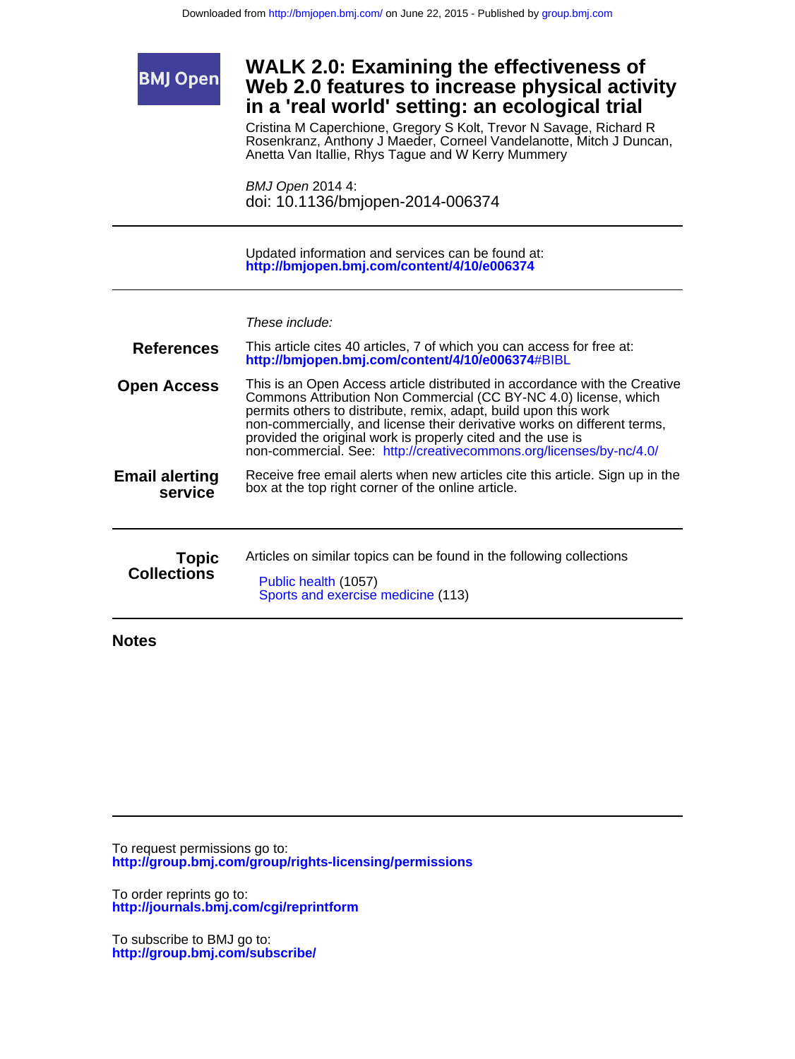Downloaded from http://bmjopen.bmj.com/ on June 22, 2015 - Published by group.bmj.com

BMJ Open

# WALK 2.0: Examining the effectiveness of Web 2.0 features to increase physical activity in a 'real world' setting: an ecological trial

Cristina M Caperchione, Gregory S Kolt, Trevor N Savage, Richard R Rosenkranz, Anthony J Maeder, Corneel Vandelanotte, Mitch J Duncan, Anetta Van Itallie, Rhys Tague and W Kerry Mummery

*BMJ Open* 2014 4:
doi: 10.1136/bmjopen-2014-006374

Updated information and services can be found at:
**http://bmjopen.bmj.com/content/4/10/e006374**

*These include:*

**References**

This article cites 40 articles, 7 of which you can access for free at:
**http://bmjopen.bmj.com/content/4/10/e006374**#BIBL

**Open Access**

This is an Open Access article distributed in accordance with the Creative Commons Attribution Non Commercial (CC BY-NC 4.0) license, which permits others to distribute, remix, adapt, build upon this work non-commercially, and license their derivative works on different terms, provided the original work is properly cited and the use is non-commercial. See: http://creativecommons.org/licenses/by-nc/4.0/

**Email alerting service**

Receive free email alerts when new articles cite this article. Sign up in the box at the top right corner of the online article.

**Topic Collections**

Articles on similar topics can be found in the following collections

Public health (1057)
Sports and exercise medicine (113)

## Notes

To request permissions go to:
**http://group.bmj.com/group/rights-licensing/permissions**

To order reprints go to:
**http://journals.bmj.com/cgi/reprintform**

To subscribe to BMJ go to:
**http://group.bmj.com/subscribe/**